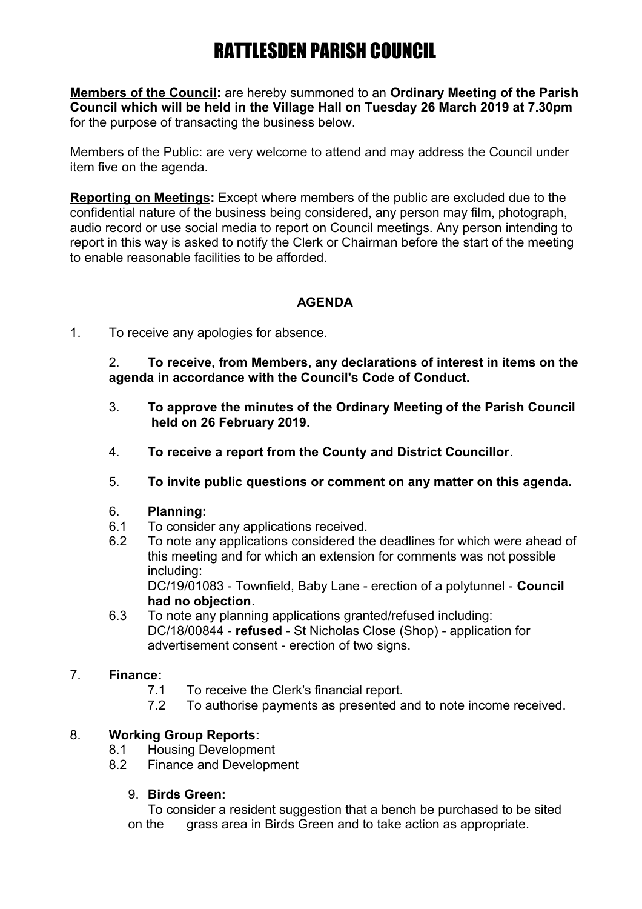# RATTLESDEN PARISH COUNCIL

**Members of the Council:** are hereby summoned to an **Ordinary Meeting of the Parish Council which will be held in the Village Hall on Tuesday 26 March 2019 at 7.30pm** for the purpose of transacting the business below.

Members of the Public: are very welcome to attend and may address the Council under item five on the agenda.

**Reporting on Meetings:** Except where members of the public are excluded due to the confidential nature of the business being considered, any person may film, photograph, audio record or use social media to report on Council meetings. Any person intending to report in this way is asked to notify the Clerk or Chairman before the start of the meeting to enable reasonable facilities to be afforded.

**AGENDA**

1. To receive any apologies for absence.

2. **To receive, from Members, any declarations of interest in items on the agenda in accordance with the Council's Code of Conduct.**

3. **To approve the minutes of the Ordinary Meeting of the Parish Council held on 26 February 2019.**

4. **To receive a report from the County and District Councillor**.

5. **To invite public questions or comment on any matter on this agenda.**

6. **Planning:**
   - 6.1 To consider any applications received.
   - 6.2 To note any applications considered the deadlines for which were ahead of this meeting and for which an extension for comments was not possible including:
     DC/19/01083 - Townfield, Baby Lane - erection of a polytunnel - **Council had no objection**.
   - 6.3 To note any planning applications granted/refused including:
     DC/18/00844 - **refused** - St Nicholas Close (Shop) - application for advertisement consent - erection of two signs.

7. **Finance:**
   - 7.1 To receive the Clerk's financial report.
   - 7.2 To authorise payments as presented and to note income received.

8. **Working Group Reports:**
   - 8.1 Housing Development
   - 8.2 Finance and Development

9. **Birds Green:**
   To consider a resident suggestion that a bench be purchased to be sited on the grass area in Birds Green and to take action as appropriate.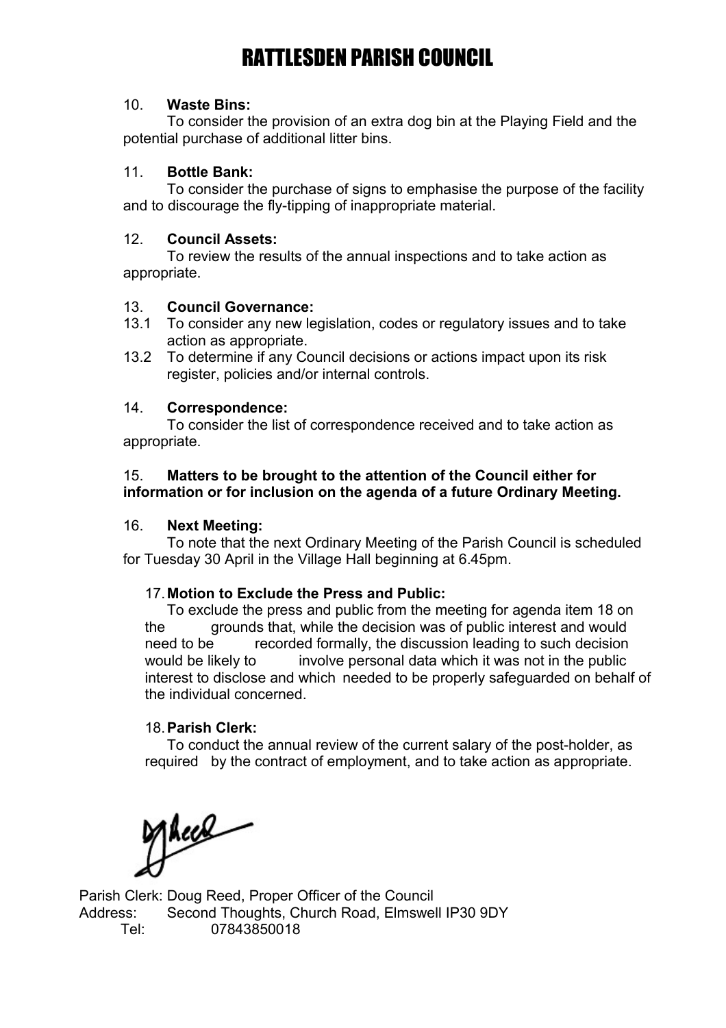# RATTLESDEN PARISH COUNCIL

10. **Waste Bins:**

To consider the provision of an extra dog bin at the Playing Field and the potential purchase of additional litter bins.

11. **Bottle Bank:**

To consider the purchase of signs to emphasise the purpose of the facility and to discourage the fly-tipping of inappropriate material.

12. **Council Assets:**

To review the results of the annual inspections and to take action as appropriate.

13. **Council Governance:**

13.1 To consider any new legislation, codes or regulatory issues and to take action as appropriate.

13.2 To determine if any Council decisions or actions impact upon its risk register, policies and/or internal controls.

14. **Correspondence:**

To consider the list of correspondence received and to take action as appropriate.

15. **Matters to be brought to the attention of the Council either for information or for inclusion on the agenda of a future Ordinary Meeting.**

16. **Next Meeting:**

To note that the next Ordinary Meeting of the Parish Council is scheduled for Tuesday 30 April in the Village Hall beginning at 6.45pm.

17. **Motion to Exclude the Press and Public:**

To exclude the press and public from the meeting for agenda item 18 on the grounds that, while the decision was of public interest and would need to be recorded formally, the discussion leading to such decision would be likely to involve personal data which it was not in the public interest to disclose and which needed to be properly safeguarded on behalf of the individual concerned.

18. **Parish Clerk:**

To conduct the annual review of the current salary of the post-holder, as required by the contract of employment, and to take action as appropriate.

Parish Clerk: Doug Reed, Proper Officer of the Council
Address: Second Thoughts, Church Road, Elmswell IP30 9DY
Tel: 07843850018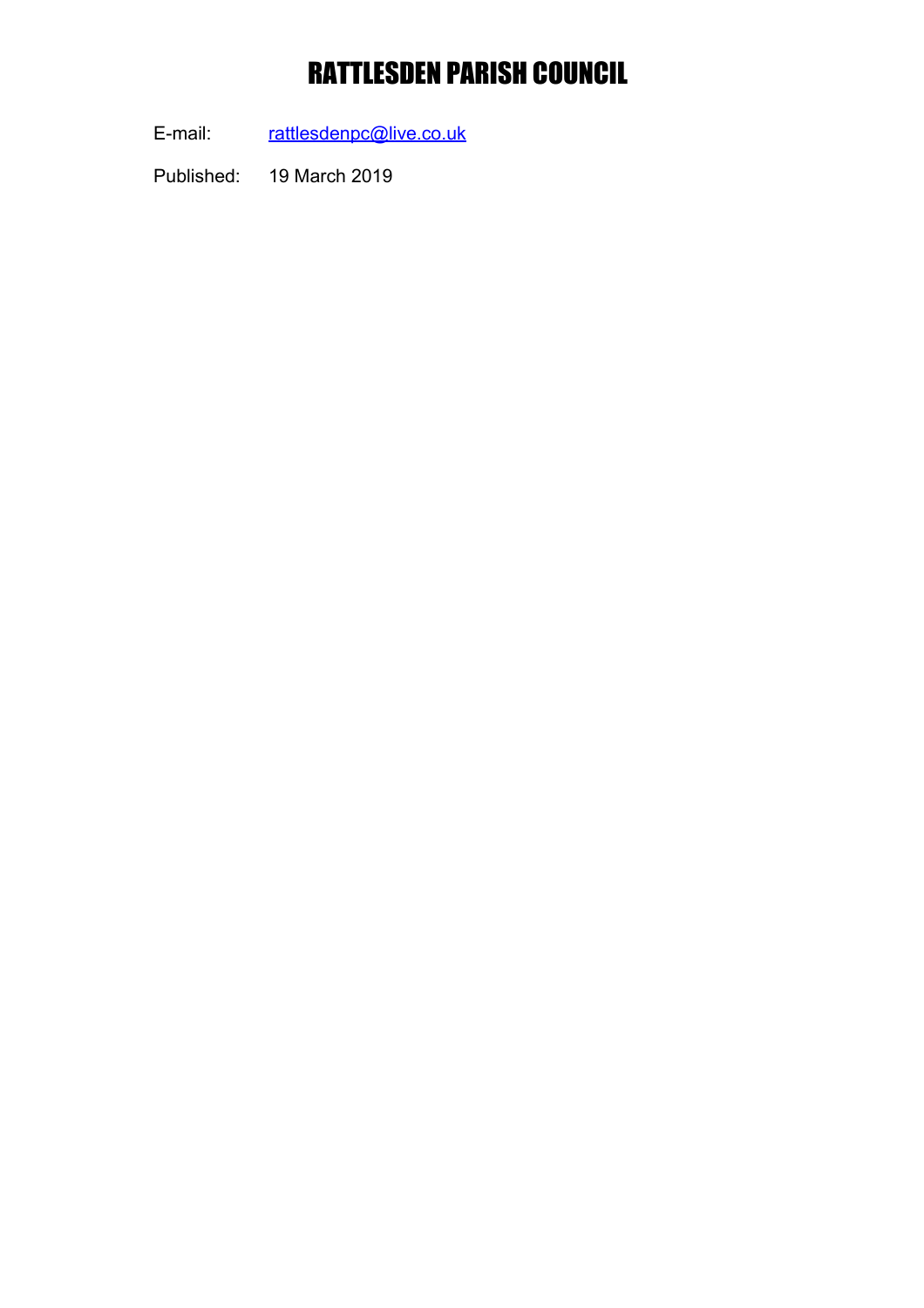# RATTLESDEN PARISH COUNCIL

E-mail: rattlesdenpc@live.co.uk

Published: 19 March 2019